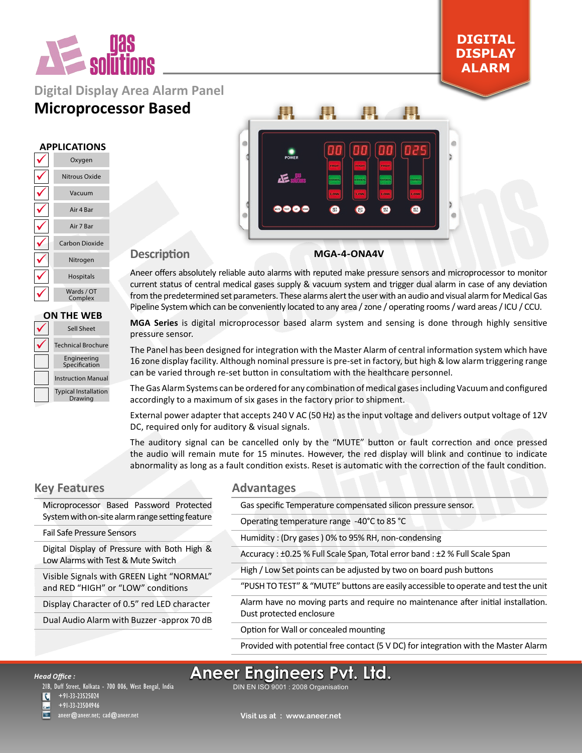# DIGITAL DISPLAY ALARM

## Digital Display Area Alarm Panel

# Microprocessor Based

### APPLICATIONS

- [x] Oxygen
- [x] Nitrous Oxide
- [x] Vacuum
- [x] Air 4 Bar
- [x] Air 7 Bar
- [x] Carbon Dioxide
- [x] Nitrogen
- [x] Hospitals
- [x] Wards / OT Complex

### ON THE WEB

- [x] Sell Sheet
- [x] Technical Brochure
- [ ] Engineering Specification
- [ ] Instruction Manual
- [ ] Typical Installation Drawing

**MGA-4-ONA4V**

## Description

Aneer offers absolutely reliable auto alarms with reputed make pressure sensors and microprocessor to monitor current status of central medical gases supply & vacuum system and trigger dual alarm in case of any deviation from the predetermined set parameters. These alarms alert the user with an audio and visual alarm for Medical Gas Pipeline System which can be conveniently located to any area / zone / operating rooms / ward areas / ICU / CCU.

**MGA Series** is digital microprocessor based alarm system and sensing is done through highly sensitive pressure sensor.

The Panel has been designed for integration with the Master Alarm of central information system which have 16 zone display facility. Although nominal pressure is pre-set in factory, but high & low alarm triggering range can be varied through re-set button in consultation with the healthcare personnel.

The Gas Alarm Systems can be ordered for any combination of medical gases including Vacuum and configured accordingly to a maximum of six gases in the factory prior to shipment.

External power adapter that accepts 240 V AC (50 Hz) as the input voltage and delivers output voltage of 12V DC, required only for auditory & visual signals.

The auditory signal can be cancelled only by the "MUTE" button or fault correction and once pressed the audio will remain mute for 15 minutes. However, the red display will blink and continue to indicate abnormality as long as a fault condition exists. Reset is automatic with the correction of the fault condition.

## Key Features

- Microprocessor Based Password Protected System with on-site alarm range setting feature
- Fail Safe Pressure Sensors
- Digital Display of Pressure with Both High & Low Alarms with Test & Mute Switch
- Visible Signals with GREEN Light "NORMAL" and RED "HIGH" or "LOW" conditions
- Display Character of 0.5" red LED character
- Dual Audio Alarm with Buzzer -approx 70 dB

## Advantages

- Gas specific Temperature compensated silicon pressure sensor.
- Operating temperature range -40°C to 85 °C
- Humidity : (Dry gases ) 0% to 95% RH, non-condensing
- Accuracy : ±0.25 % Full Scale Span, Total error band : ±2 % Full Scale Span
- High / Low Set points can be adjusted by two on board push buttons
- "PUSH TO TEST" & "MUTE" buttons are easily accessible to operate and test the unit
- Alarm have no moving parts and require no maintenance after initial installation. Dust protected enclosure
- Option for Wall or concealed mounting
- Provided with potential free contact (5 V DC) for integration with the Master Alarm

**Head Office :**
21B, Duff Street, Kolkata - 700 006, West Bengal, India
+91-33-23525024
+91-33-23504946
aneer@aneer.net; cad@aneer.net

**Aneer Engineers Pvt. Ltd.**
DIN EN ISO 9001 : 2008 Organisation

Visit us at : www.aneer.net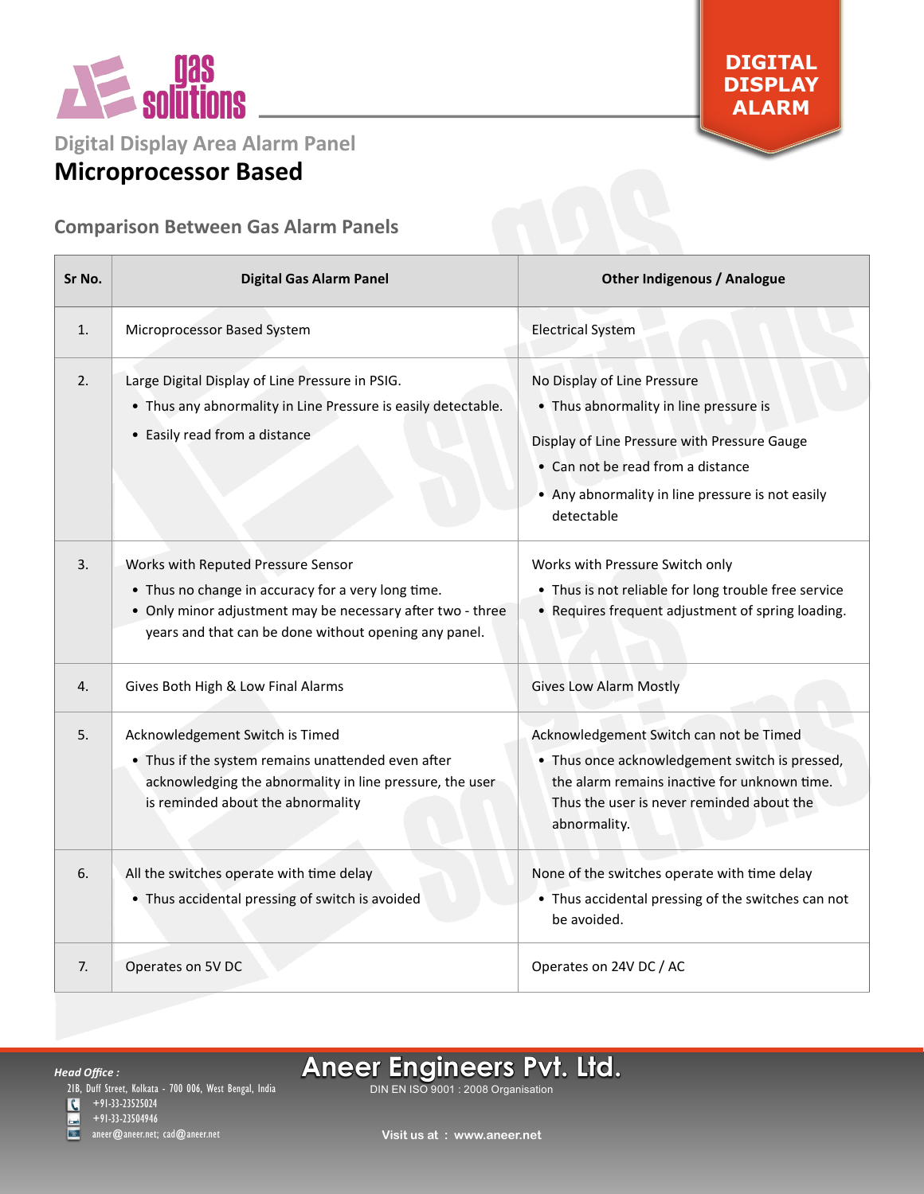DIGITAL DISPLAY ALARM

## Digital Display Area Alarm Panel

# Microprocessor Based

### Comparison Between Gas Alarm Panels

| Sr No. | Digital Gas Alarm Panel | Other Indigenous / Analogue |
|---|---|---|
| 1. | Microprocessor Based System | Electrical System |
| 2. | Large Digital Display of Line Pressure in PSIG.<br>• Thus any abnormality in Line Pressure is easily detectable.<br>• Easily read from a distance | No Display of Line Pressure<br>• Thus abnormality in line pressure is<br>Display of Line Pressure with Pressure Gauge<br>• Can not be read from a distance<br>• Any abnormality in line pressure is not easily detectable |
| 3. | Works with Reputed Pressure Sensor<br>• Thus no change in accuracy for a very long time.<br>• Only minor adjustment may be necessary after two - three years and that can be done without opening any panel. | Works with Pressure Switch only<br>• Thus is not reliable for long trouble free service<br>• Requires frequent adjustment of spring loading. |
| 4. | Gives Both High & Low Final Alarms | Gives Low Alarm Mostly |
| 5. | Acknowledgement Switch is Timed<br>• Thus if the system remains unattended even after acknowledging the abnormality in line pressure, the user is reminded about the abnormality | Acknowledgement Switch can not be Timed<br>• Thus once acknowledgement switch is pressed, the alarm remains inactive for unknown time. Thus the user is never reminded about the abnormality. |
| 6. | All the switches operate with time delay<br>• Thus accidental pressing of switch is avoided | None of the switches operate with time delay<br>• Thus accidental pressing of the switches can not be avoided. |
| 7. | Operates on 5V DC | Operates on 24V DC / AC |

*Head Office :*
21B, Duff Street, Kolkata - 700 006, West Bengal, India
+91-33-23525024
+91-33-23504946
aneer@aneer.net; cad@aneer.net

**Aneer Engineers Pvt. Ltd.**
DIN EN ISO 9001 : 2008 Organisation

Visit us at : www.aneer.net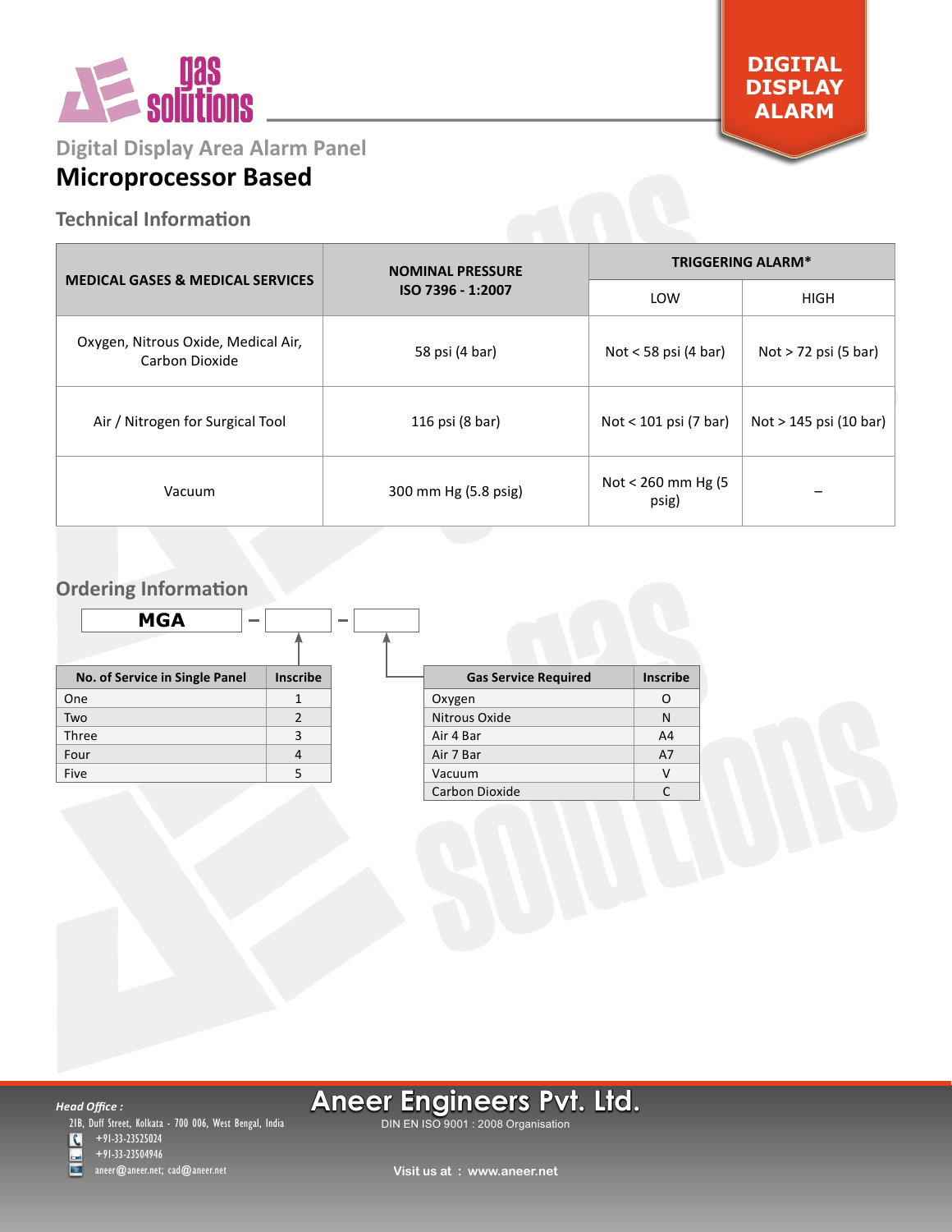DIGITAL DISPLAY ALARM

## Digital Display Area Alarm Panel

# Microprocessor Based

### Technical Information

| MEDICAL GASES & MEDICAL SERVICES | NOMINAL PRESSURE ISO 7396 - 1:2007 | TRIGGERING ALARM* | |
|---|---|---|---|
| | | LOW | HIGH |
| Oxygen, Nitrous Oxide, Medical Air, Carbon Dioxide | 58 psi (4 bar) | Not < 58 psi (4 bar) | Not > 72 psi (5 bar) |
| Air / Nitrogen for Surgical Tool | 116 psi (8 bar) | Not < 101 psi (7 bar) | Not > 145 psi (10 bar) |
| Vacuum | 300 mm Hg (5.8 psig) | Not < 260 mm Hg (5 psig) | – |

### Ordering Information

**MGA** – [ ] – [ ]

| No. of Service in Single Panel | Inscribe |
|---|---|
| One | 1 |
| Two | 2 |
| Three | 3 |
| Four | 4 |
| Five | 5 |

| Gas Service Required | Inscribe |
|---|---|
| Oxygen | O |
| Nitrous Oxide | N |
| Air 4 Bar | A4 |
| Air 7 Bar | A7 |
| Vacuum | V |
| Carbon Dioxide | C |

***Head Office :***
21B, Duff Street, Kolkata - 700 006, West Bengal, India
+91-33-23525024
+91-33-23504946
aneer@aneer.net; cad@aneer.net

**Aneer Engineers Pvt. Ltd.**
DIN EN ISO 9001 : 2008 Organisation

**Visit us at : www.aneer.net**